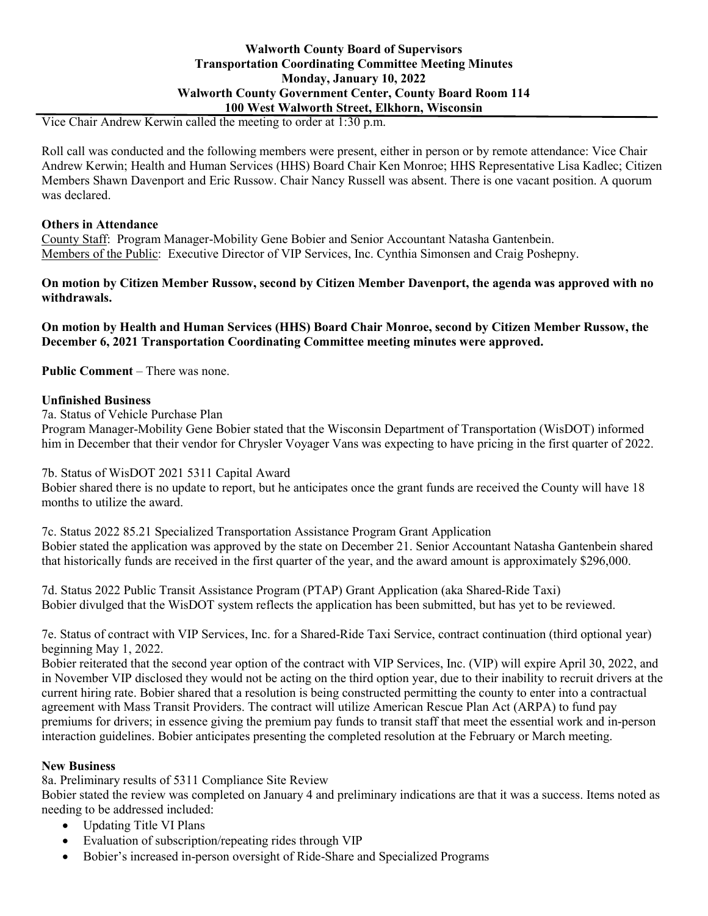# Walworth County Board of Supervisors
## Transportation Coordinating Committee Meeting Minutes
### Monday, January 10, 2022
### Walworth County Government Center, County Board Room 114
### 100 West Walworth Street, Elkhorn, Wisconsin

Vice Chair Andrew Kerwin called the meeting to order at 1:30 p.m.

Roll call was conducted and the following members were present, either in person or by remote attendance: Vice Chair Andrew Kerwin; Health and Human Services (HHS) Board Chair Ken Monroe; HHS Representative Lisa Kadlec; Citizen Members Shawn Davenport and Eric Russow. Chair Nancy Russell was absent. There is one vacant position. A quorum was declared.

**Others in Attendance**

County Staff: Program Manager-Mobility Gene Bobier and Senior Accountant Natasha Gantenbein.
Members of the Public: Executive Director of VIP Services, Inc. Cynthia Simonsen and Craig Poshepny.

**On motion by Citizen Member Russow, second by Citizen Member Davenport, the agenda was approved with no withdrawals.**

**On motion by Health and Human Services (HHS) Board Chair Monroe, second by Citizen Member Russow, the December 6, 2021 Transportation Coordinating Committee meeting minutes were approved.**

**Public Comment** – There was none.

**Unfinished Business**

7a. Status of Vehicle Purchase Plan
Program Manager-Mobility Gene Bobier stated that the Wisconsin Department of Transportation (WisDOT) informed him in December that their vendor for Chrysler Voyager Vans was expecting to have pricing in the first quarter of 2022.

7b. Status of WisDOT 2021 5311 Capital Award
Bobier shared there is no update to report, but he anticipates once the grant funds are received the County will have 18 months to utilize the award.

7c. Status 2022 85.21 Specialized Transportation Assistance Program Grant Application
Bobier stated the application was approved by the state on December 21. Senior Accountant Natasha Gantenbein shared that historically funds are received in the first quarter of the year, and the award amount is approximately $296,000.

7d. Status 2022 Public Transit Assistance Program (PTAP) Grant Application (aka Shared-Ride Taxi)
Bobier divulged that the WisDOT system reflects the application has been submitted, but has yet to be reviewed.

7e. Status of contract with VIP Services, Inc. for a Shared-Ride Taxi Service, contract continuation (third optional year) beginning May 1, 2022.
Bobier reiterated that the second year option of the contract with VIP Services, Inc. (VIP) will expire April 30, 2022, and in November VIP disclosed they would not be acting on the third option year, due to their inability to recruit drivers at the current hiring rate. Bobier shared that a resolution is being constructed permitting the county to enter into a contractual agreement with Mass Transit Providers. The contract will utilize American Rescue Plan Act (ARPA) to fund pay premiums for drivers; in essence giving the premium pay funds to transit staff that meet the essential work and in-person interaction guidelines. Bobier anticipates presenting the completed resolution at the February or March meeting.

**New Business**

8a. Preliminary results of 5311 Compliance Site Review
Bobier stated the review was completed on January 4 and preliminary indications are that it was a success. Items noted as needing to be addressed included:

- Updating Title VI Plans
- Evaluation of subscription/repeating rides through VIP
- Bobier's increased in-person oversight of Ride-Share and Specialized Programs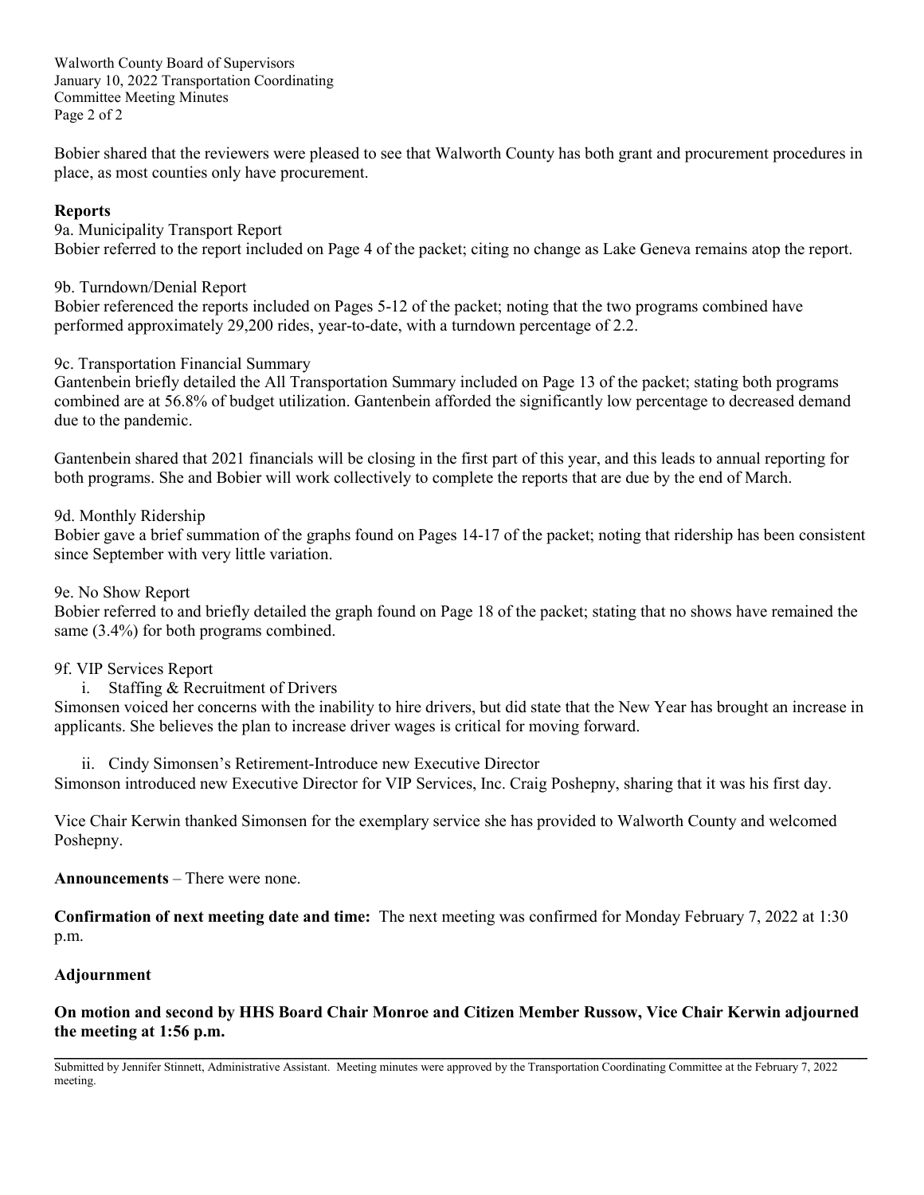Bobier shared that the reviewers were pleased to see that Walworth County has both grant and procurement procedures in place, as most counties only have procurement.

## Reports

9a. Municipality Transport Report
Bobier referred to the report included on Page 4 of the packet; citing no change as Lake Geneva remains atop the report.

9b. Turndown/Denial Report
Bobier referenced the reports included on Pages 5-12 of the packet; noting that the two programs combined have performed approximately 29,200 rides, year-to-date, with a turndown percentage of 2.2.

9c. Transportation Financial Summary
Gantenbein briefly detailed the All Transportation Summary included on Page 13 of the packet; stating both programs combined are at 56.8% of budget utilization. Gantenbein afforded the significantly low percentage to decreased demand due to the pandemic.

Gantenbein shared that 2021 financials will be closing in the first part of this year, and this leads to annual reporting for both programs. She and Bobier will work collectively to complete the reports that are due by the end of March.

9d. Monthly Ridership
Bobier gave a brief summation of the graphs found on Pages 14-17 of the packet; noting that ridership has been consistent since September with very little variation.

9e. No Show Report
Bobier referred to and briefly detailed the graph found on Page 18 of the packet; stating that no shows have remained the same (3.4%) for both programs combined.

9f. VIP Services Report

i. Staffing & Recruitment of Drivers

Simonsen voiced her concerns with the inability to hire drivers, but did state that the New Year has brought an increase in applicants. She believes the plan to increase driver wages is critical for moving forward.

ii. Cindy Simonsen's Retirement-Introduce new Executive Director

Simonson introduced new Executive Director for VIP Services, Inc. Craig Poshepny, sharing that it was his first day.

Vice Chair Kerwin thanked Simonsen for the exemplary service she has provided to Walworth County and welcomed Poshepny.

**Announcements** – There were none.

**Confirmation of next meeting date and time:** The next meeting was confirmed for Monday February 7, 2022 at 1:30 p.m.

## Adjournment

**On motion and second by HHS Board Chair Monroe and Citizen Member Russow, Vice Chair Kerwin adjourned the meeting at 1:56 p.m.**

---

Submitted by Jennifer Stinnett, Administrative Assistant. Meeting minutes were approved by the Transportation Coordinating Committee at the February 7, 2022 meeting.